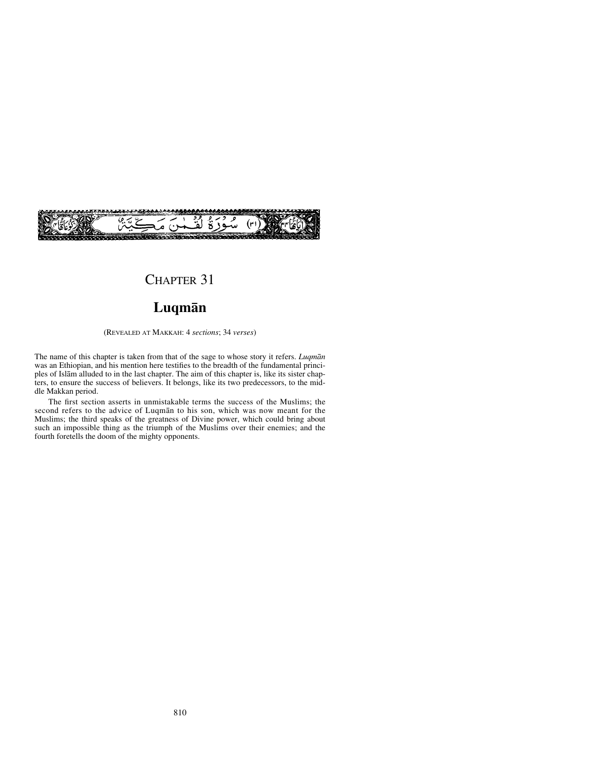سُورَةُ لُقْمٰنَ مَكِّيَّةٌ (٣١)

# CHAPTER 31

## Luqmān

(REVEALED AT MAKKAH: 4 *sections*; 34 *verses*)

The name of this chapter is taken from that of the sage to whose story it refers. *Luqmān* was an Ethiopian, and his mention here testifies to the breadth of the fundamental principles of Islām alluded to in the last chapter. The aim of this chapter is, like its sister chapters, to ensure the success of believers. It belongs, like its two predecessors, to the middle Makkan period.

The first section asserts in unmistakable terms the success of the Muslims; the second refers to the advice of Luqmān to his son, which was now meant for the Muslims; the third speaks of the greatness of Divine power, which could bring about such an impossible thing as the triumph of the Muslims over their enemies; and the fourth foretells the doom of the mighty opponents.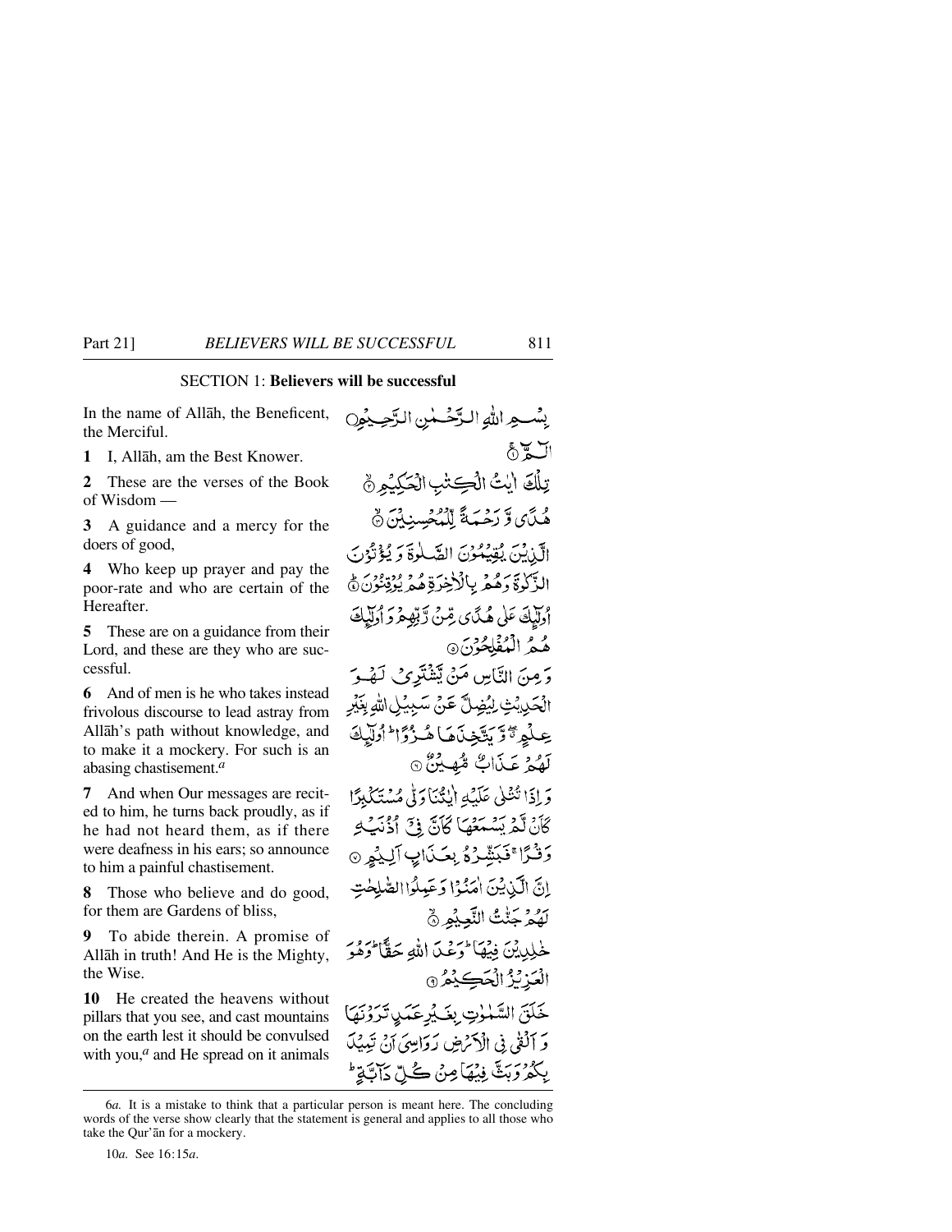SECTION 1: **Believers will be successful**

In the name of Allāh, the Beneficent, the Merciful.

بِسۡمِ اللّٰہِ الرَّحۡمٰنِ الرَّحِیۡمِ

**1** I, Allāh, am the Best Knower.

الٓمّٓ ۚ﴿۱﴾

**2** These are the verses of the Book of Wisdom —

تِلۡکَ اٰیٰتُ الۡکِتٰبِ الۡحَکِیۡمِ ۙ﴿۲﴾

**3** A guidance and a mercy for the doers of good,

ہُدًی وَّ رَحۡمَۃً لِّلۡمُحۡسِنِیۡنَ ۙ﴿۳﴾

**4** Who keep up prayer and pay the poor-rate and who are certain of the Hereafter.

الَّذِیۡنَ یُقِیۡمُوۡنَ الصَّلٰوۃَ وَ یُؤۡتُوۡنَ الزَّکٰوۃَ وَ ہُمۡ بِالۡاٰخِرَۃِ ہُمۡ یُوۡقِنُوۡنَ ؕ﴿۴﴾

**5** These are on a guidance from their Lord, and these are they who are successful.

اُولٰٓئِکَ عَلٰی ہُدًی مِّنۡ رَّبِّہِمۡ وَ اُولٰٓئِکَ ہُمُ الۡمُفۡلِحُوۡنَ ﴿۵﴾

**6** And of men is he who takes instead frivolous discourse to lead astray from Allāh's path without knowledge, and to make it a mockery. For such is an abasing chastisement.[a]

وَ مِنَ النَّاسِ مَنۡ یَّشۡتَرِیۡ لَہۡوَ الۡحَدِیۡثِ لِیُضِلَّ عَنۡ سَبِیۡلِ اللّٰہِ بِغَیۡرِ عِلۡمٍ ٭ۖ وَّ یَتَّخِذَہَا ہُزُوًا ؕ اُولٰٓئِکَ لَہُمۡ عَذَابٌ مُّہِیۡنٌ ﴿۶﴾

**7** And when Our messages are recited to him, he turns back proudly, as if he had not heard them, as if there were deafness in his ears; so announce to him a painful chastisement.

وَ اِذَا تُتۡلٰی عَلَیۡہِ اٰیٰتُنَا وَلّٰی مُسۡتَکۡبِرًا کَاَنۡ لَّمۡ یَسۡمَعۡہَا کَاَنَّ فِیۡۤ اُذُنَیۡہِ وَقۡرًا ۚ فَبَشِّرۡہُ بِعَذَابٍ اَلِیۡمٍ ﴿۷﴾

**8** Those who believe and do good, for them are Gardens of bliss,

اِنَّ الَّذِیۡنَ اٰمَنُوۡا وَ عَمِلُوا الصّٰلِحٰتِ لَہُمۡ جَنّٰتُ النَّعِیۡمِ ۙ﴿۸﴾

**9** To abide therein. A promise of Allāh in truth! And He is the Mighty, the Wise.

خٰلِدِیۡنَ فِیۡہَا ؕ وَعۡدَ اللّٰہِ حَقًّا ؕ وَ ہُوَ الۡعَزِیۡزُ الۡحَکِیۡمُ ﴿۹﴾

**10** He created the heavens without pillars that you see, and cast mountains on the earth lest it should be convulsed with you,[a] and He spread on it animals

خَلَقَ السَّمٰوٰتِ بِغَیۡرِ عَمَدٍ تَرَوۡنَہَا وَ اَلۡقٰی فِی الۡاَرۡضِ رَوَاسِیَ اَنۡ تَمِیۡدَ بِکُمۡ وَ بَثَّ فِیۡہَا مِنۡ کُلِّ دَآبَّۃٍ ؕ

---

6*a.* It is a mistake to think that a particular person is meant here. The concluding words of the verse show clearly that the statement is general and applies to all those who take the Qur'ān for a mockery.

10*a.* See 16:15*a*.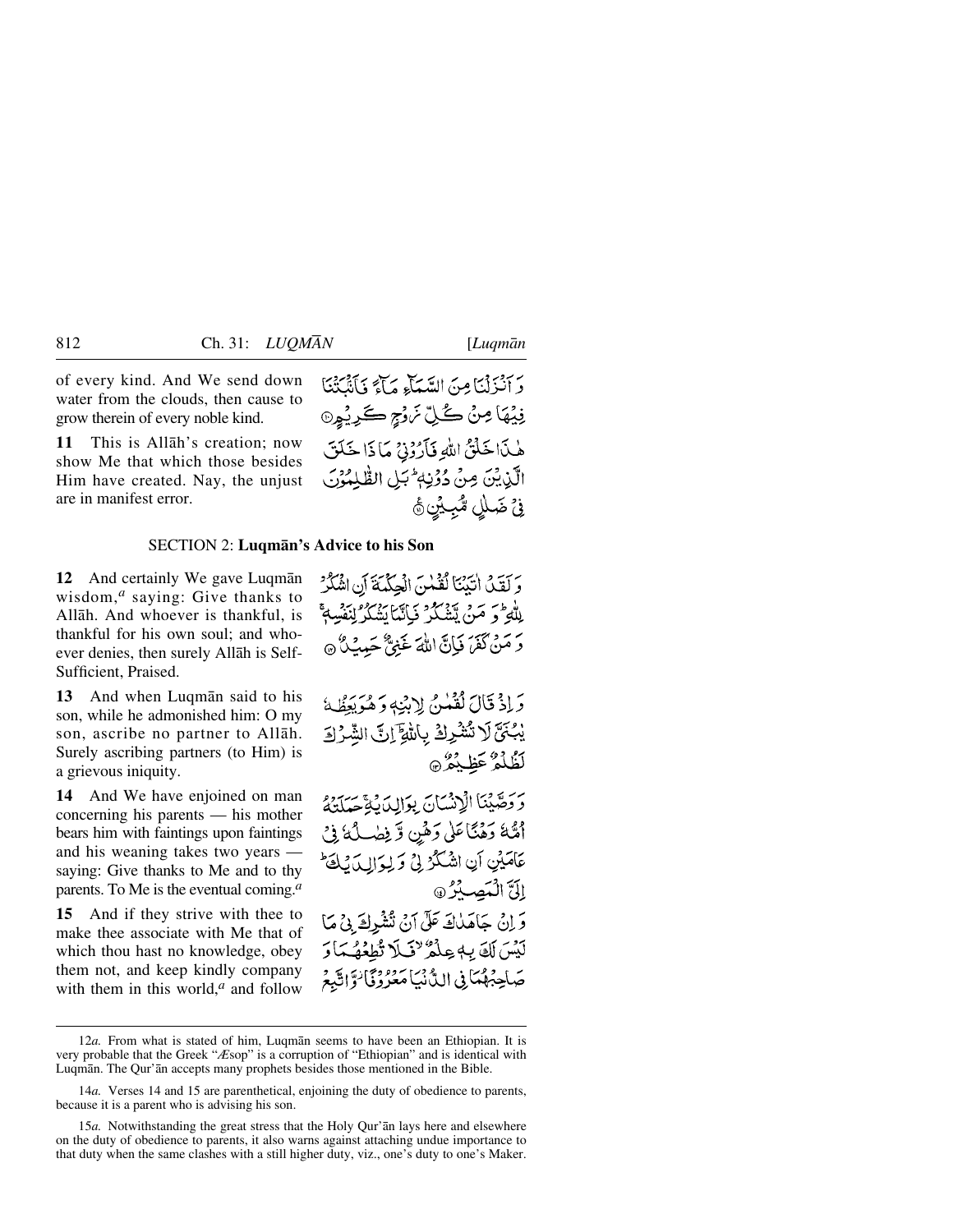of every kind. And We send down water from the clouds, then cause to grow therein of every noble kind.

وَ اَنْزَلْنَا مِنَ السَّمَآءِ مَآءً فَاَنْۢبَتْنَا فِيْهَا مِنْ كُلِّ زَوْجٍ كَرِيْمٍ ۝

**11** This is Allāh's creation; now show Me that which those besides Him have created. Nay, the unjust are in manifest error.

هٰذَا خَلْقُ اللّٰهِ فَاَرُوْنِيْ مَاذَا خَلَقَ الَّذِيْنَ مِنْ دُوْنِهٖ ؕ بَلِ الظّٰلِمُوْنَ فِيْ ضَلٰلٍ مُّبِيْنٍ ۝

## SECTION 2: Luqmān's Advice to his Son

**12** And certainly We gave Luqmān wisdom,[a] saying: Give thanks to Allāh. And whoever is thankful, is thankful for his own soul; and whoever denies, then surely Allāh is Self-Sufficient, Praised.

وَ لَقَدْ اٰتَيْنَا لُقْمٰنَ الْحِكْمَةَ اَنِ اشْكُرْ لِلّٰهِ ؕ وَ مَنْ يَّشْكُرْ فَاِنَّمَا يَشْكُرُ لِنَفْسِهٖ ۚ وَ مَنْ كَفَرَ فَاِنَّ اللّٰهَ غَنِيٌّ حَمِيْدٌ ۝

**13** And when Luqmān said to his son, while he admonished him: O my son, ascribe no partner to Allāh. Surely ascribing partners (to Him) is a grievous iniquity.

وَ اِذْ قَالَ لُقْمٰنُ لِابْنِهٖ وَ هُوَ يَعِظُهٗ يٰبُنَيَّ لَا تُشْرِكْ بِاللّٰهِ ؕؔ اِنَّ الشِّرْكَ لَظُلْمٌ عَظِيْمٌ ۝

**14** And We have enjoined on man concerning his parents — his mother bears him with faintings upon faintings and his weaning takes two years — saying: Give thanks to Me and to thy parents. To Me is the eventual coming.[a]

وَ وَصَّيْنَا الْاِنْسَانَ بِوَالِدَيْهِ ۚ حَمَلَتْهُ اُمُّهٗ وَهْنًا عَلٰى وَهْنٍ وَّ فِصٰلُهٗ فِيْ عَامَيْنِ اَنِ اشْكُرْ لِيْ وَ لِوَالِدَيْكَ ؕ اِلَيَّ الْمَصِيْرُ ۝

**15** And if they strive with thee to make thee associate with Me that of which thou hast no knowledge, obey them not, and keep kindly company with them in this world,[a] and follow

وَ اِنْ جَاهَدٰكَ عَلٰۤى اَنْ تُشْرِكَ بِيْ مَا لَيْسَ لَكَ بِهٖ عِلْمٌ ۙ فَلَا تُطِعْهُمَا وَ صَاحِبْهُمَا فِي الدُّنْيَا مَعْرُوْفًا ۫ وَّ اتَّبِعْ

---

12*a.* From what is stated of him, Luqmān seems to have been an Ethiopian. It is very probable that the Greek "Æsop" is a corruption of "Ethiopian" and is identical with Luqmān. The Qur'ān accepts many prophets besides those mentioned in the Bible.

14*a.* Verses 14 and 15 are parenthetical, enjoining the duty of obedience to parents, because it is a parent who is advising his son.

15*a.* Notwithstanding the great stress that the Holy Qur'ān lays here and elsewhere on the duty of obedience to parents, it also warns against attaching undue importance to that duty when the same clashes with a still higher duty, viz., one's duty to one's Maker.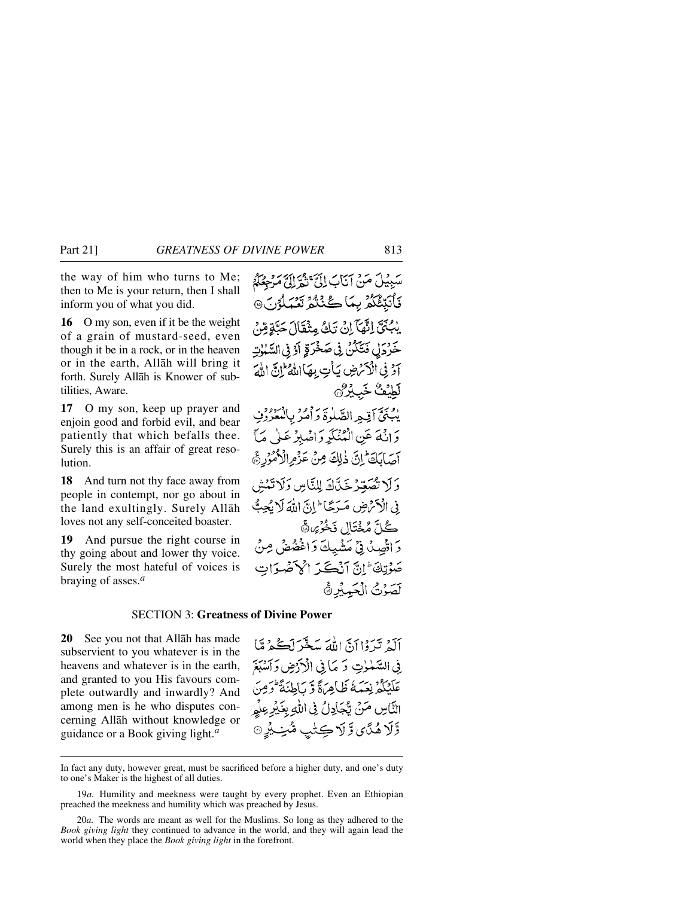the way of him who turns to Me; then to Me is your return, then I shall inform you of what you did.

سَبِيلَ مَنْ أَنَابَ إِلَيَّ ۚ ثُمَّ إِلَيَّ مَرْجِعُكُمْ فَأُنَبِّئُكُمْ بِمَا كُنْتُمْ تَعْمَلُونَ ﴿١٥﴾

**16** O my son, even if it be the weight of a grain of mustard-seed, even though it be in a rock, or in the heaven or in the earth, Allāh will bring it forth. Surely Allāh is Knower of subtilities, Aware.

يَا بُنَيَّ إِنَّهَا إِنْ تَكُ مِثْقَالَ حَبَّةٍ مِنْ خَرْدَلٍ فَتَكُنْ فِي صَخْرَةٍ أَوْ فِي السَّمَاوَاتِ أَوْ فِي الْأَرْضِ يَأْتِ بِهَا اللَّهُ ۚ إِنَّ اللَّهَ لَطِيفٌ خَبِيرٌ ﴿١٦﴾

**17** O my son, keep up prayer and enjoin good and forbid evil, and bear patiently that which befalls thee. Surely this is an affair of great resolution.

يَا بُنَيَّ أَقِمِ الصَّلَاةَ وَأْمُرْ بِالْمَعْرُوفِ وَانْهَ عَنِ الْمُنْكَرِ وَاصْبِرْ عَلَىٰ مَا أَصَابَكَ ۖ إِنَّ ذَٰلِكَ مِنْ عَزْمِ الْأُمُورِ ﴿١٧﴾

**18** And turn not thy face away from people in contempt, nor go about in the land exultingly. Surely Allāh loves not any self-conceited boaster.

وَلَا تُصَعِّرْ خَدَّكَ لِلنَّاسِ وَلَا تَمْشِ فِي الْأَرْضِ مَرَحًا ۖ إِنَّ اللَّهَ لَا يُحِبُّ كُلَّ مُخْتَالٍ فَخُورٍ ﴿١٨﴾

**19** And pursue the right course in thy going about and lower thy voice. Surely the most hateful of voices is braying of asses.[a]

وَاقْصِدْ فِي مَشْيِكَ وَاغْضُضْ مِنْ صَوْتِكَ ۚ إِنَّ أَنْكَرَ الْأَصْوَاتِ لَصَوْتُ الْحَمِيرِ ﴿١٩﴾

## SECTION 3: **Greatness of Divine Power**

**20** See you not that Allāh has made subservient to you whatever is in the heavens and whatever is in the earth, and granted to you His favours complete outwardly and inwardly? And among men is he who disputes concerning Allāh without knowledge or guidance or a Book giving light.[a]

أَلَمْ تَرَوْا أَنَّ اللَّهَ سَخَّرَ لَكُمْ مَا فِي السَّمَاوَاتِ وَمَا فِي الْأَرْضِ وَأَسْبَغَ عَلَيْكُمْ نِعَمَهُ ظَاهِرَةً وَبَاطِنَةً ۗ وَمِنَ النَّاسِ مَنْ يُجَادِلُ فِي اللَّهِ بِغَيْرِ عِلْمٍ وَلَا هُدًى وَلَا كِتَابٍ مُنِيرٍ ﴿٢٠﴾

---

In fact any duty, however great, must be sacrificed before a higher duty, and one's duty to one's Maker is the highest of all duties.

19*a.* Humility and meekness were taught by every prophet. Even an Ethiopian preached the meekness and humility which was preached by Jesus.

20*a.* The words are meant as well for the Muslims. So long as they adhered to the *Book giving light* they continued to advance in the world, and they will again lead the world when they place the *Book giving light* in the forefront.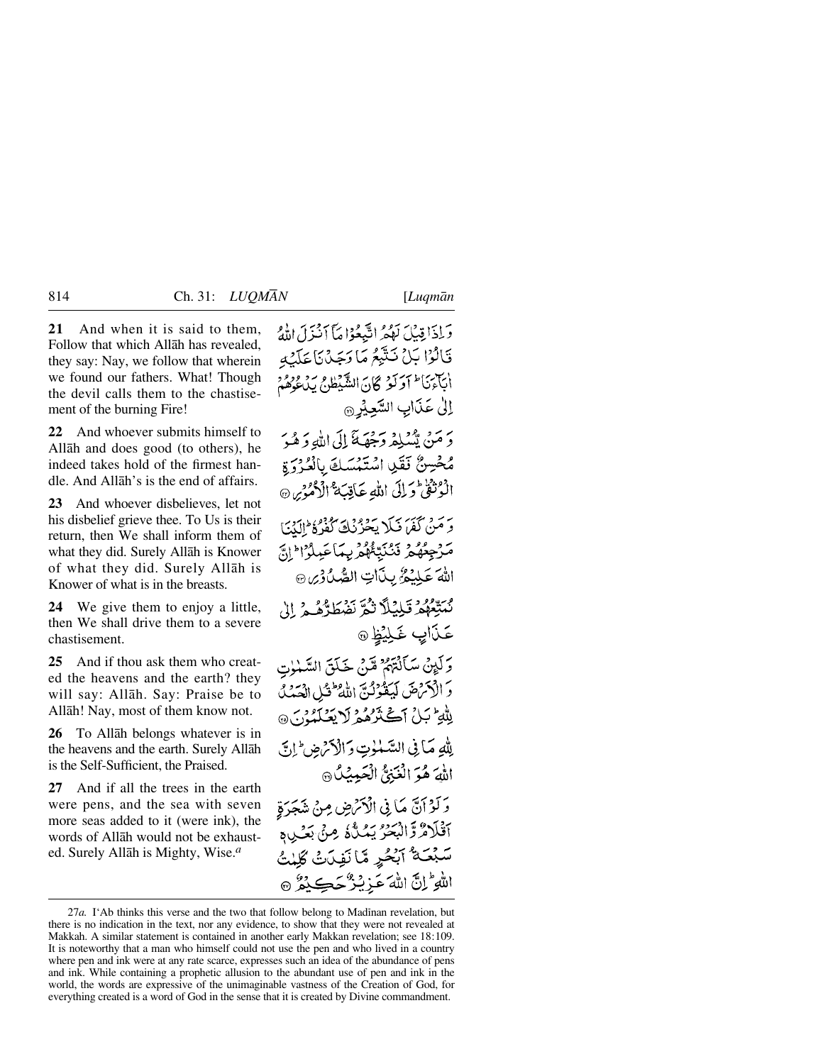**21** And when it is said to them, Follow that which Allāh has revealed, they say: Nay, we follow that wherein we found our fathers. What! Though the devil calls them to the chastisement of the burning Fire!

وَ اِذَا قِيْلَ لَهُمُ اتَّبِعُوْا مَآ اَنْزَلَ اللّٰهُ قَالُوْا بَلْ نَتَّبِعُ مَا وَجَدْنَا عَلَيْهِ اٰبَآءَنَا ؕ اَوَ لَوْ كَانَ الشَّيْطٰنُ يَدْعُوْهُمْ اِلٰى عَذَابِ السَّعِيْرِ ﴿۲۱﴾

**22** And whoever submits himself to Allāh and does good (to others), he indeed takes hold of the firmest handle. And Allāh's is the end of affairs.

وَ مَنْ يُّسْلِمْ وَجْهَهٗۤ اِلَى اللّٰهِ وَ هُوَ مُحْسِنٌ فَقَدِ اسْتَمْسَكَ بِالْعُرْوَةِ الْوُثْقٰى ؕ وَ اِلَى اللّٰهِ عَاقِبَةُ الْاُمُوْرِ ﴿۲۲﴾

**23** And whoever disbelieves, let not his disbelief grieve thee. To Us is their return, then We shall inform them of what they did. Surely Allāh is Knower of what they did. Surely Allāh is Knower of what is in the breasts.

وَ مَنْ كَفَرَ فَلَا يَحْزُنْكَ كُفْرُهٗ ؕ اِلَيْنَا مَرْجِعُهُمْ فَنُنَبِّئُهُمْ بِمَا عَمِلُوْا ؕ اِنَّ اللّٰهَ عَلِيْمٌۢ بِذَاتِ الصُّدُوْرِ ﴿۲۳﴾

**24** We give them to enjoy a little, then We shall drive them to a severe chastisement.

نُمَتِّعُهُمْ قَلِيْلًا ثُمَّ نَضْطَرُّهُمْ اِلٰى عَذَابٍ غَلِيْظٍ ﴿۲۴﴾

**25** And if thou ask them who created the heavens and the earth? they will say: Allāh. Say: Praise be to Allāh! Nay, most of them know not.

وَ لَئِنْ سَاَلْتَهُمْ مَّنْ خَلَقَ السَّمٰوٰتِ وَ الْاَرْضَ لَيَقُوْلُنَّ اللّٰهُ ؕ قُلِ الْحَمْدُ لِلّٰهِ ؕ بَلْ اَكْثَرُهُمْ لَا يَعْلَمُوْنَ ﴿۲۵﴾

**26** To Allāh belongs whatever is in the heavens and the earth. Surely Allāh is the Self-Sufficient, the Praised.

لِلّٰهِ مَا فِى السَّمٰوٰتِ وَ الْاَرْضِ ؕ اِنَّ اللّٰهَ هُوَ الْغَنِىُّ الْحَمِيْدُ ﴿۲۶﴾

**27** And if all the trees in the earth were pens, and the sea with seven more seas added to it (were ink), the words of Allāh would not be exhausted. Surely Allāh is Mighty, Wise.[a]

وَ لَوْ اَنَّ مَا فِى الْاَرْضِ مِنْ شَجَرَةٍ اَقْلَامٌ وَّ الْبَحْرُ يَمُدُّهٗ مِنْۢ بَعْدِهٖ سَبْعَةُ اَبْحُرٍ مَّا نَفِدَتْ كَلِمٰتُ اللّٰهِ ؕ اِنَّ اللّٰهَ عَزِيْزٌ حَكِيْمٌ ﴿۲۷﴾

---

27*a.* I'Ab thinks this verse and the two that follow belong to Madīnan revelation, but there is no indication in the text, nor any evidence, to show that they were not revealed at Makkah. A similar statement is contained in another early Makkan revelation; see 18:109. It is noteworthy that a man who himself could not use the pen and who lived in a country where pen and ink were at any rate scarce, expresses such an idea of the abundance of pens and ink. While containing a prophetic allusion to the abundant use of pen and ink in the world, the words are expressive of the unimaginable vastness of the Creation of God, for everything created is a word of God in the sense that it is created by Divine commandment.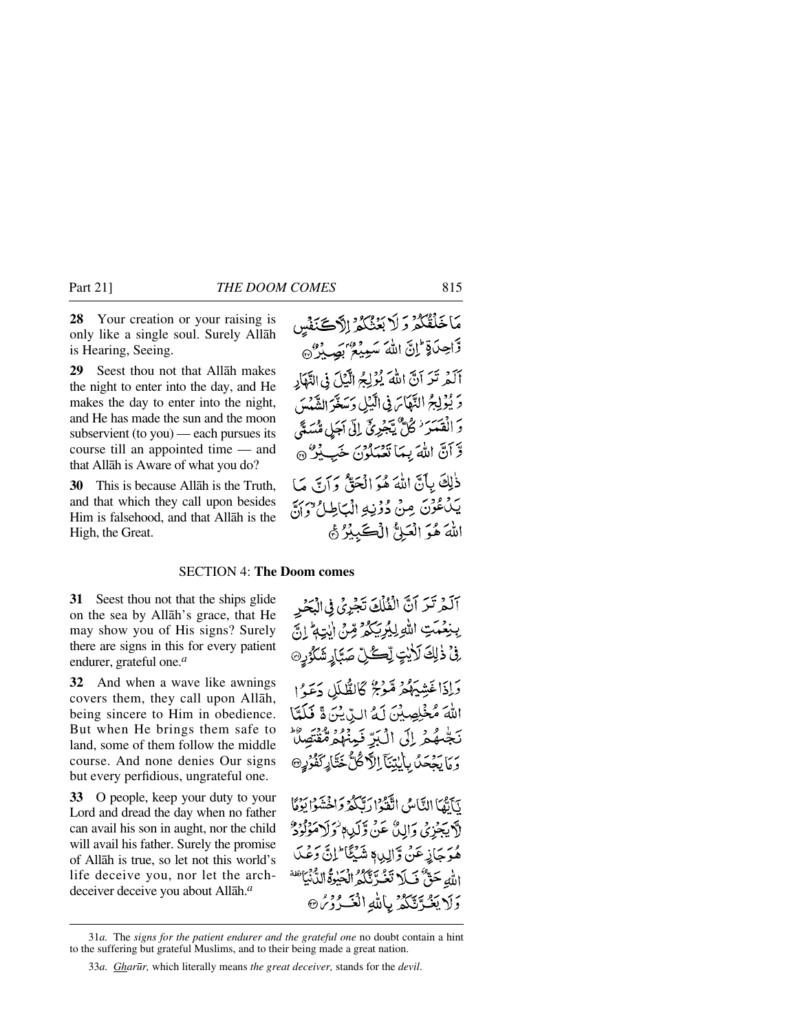**28** Your creation or your raising is only like a single soul. Surely Allāh is Hearing, Seeing.

مَا خَلْقُكُمْ وَ لَا بَعْثُكُمْ اِلَّا كَنَفْسٍ وَّاحِدَةٍ ؕ اِنَّ اللّٰهَ سَمِیْعٌۢ بَصِیْرٌ ﴿۲۸﴾

**29** Seest thou not that Allāh makes the night to enter into the day, and He makes the day to enter into the night, and He has made the sun and the moon subservient (to you) — each pursues its course till an appointed time — and that Allāh is Aware of what you do?

اَلَمْ تَرَ اَنَّ اللّٰهَ یُوْلِجُ الَّیْلَ فِی النَّهَارِ وَ یُوْلِجُ النَّهَارَ فِی الَّیْلِ وَ سَخَّرَ الشَّمْسَ وَ الْقَمَرَ ۫ كُلٌّ یَّجْرِیْۤ اِلٰۤی اَجَلٍ مُّسَمًّی وَّ اَنَّ اللّٰهَ بِمَا تَعْمَلُوْنَ خَبِیْرٌ ﴿۲۹﴾

**30** This is because Allāh is the Truth, and that which they call upon besides Him is falsehood, and that Allāh is the High, the Great.

ذٰلِكَ بِاَنَّ اللّٰهَ هُوَ الْحَقُّ وَ اَنَّ مَا یَدْعُوْنَ مِنْ دُوْنِهِ الْبَاطِلُ ۙ وَ اَنَّ اللّٰهَ هُوَ الْعَلِیُّ الْكَبِیْرُ ﴿۳۰﴾

## SECTION 4: **The Doom comes**

**31** Seest thou not that the ships glide on the sea by Allāh's grace, that He may show you of His signs? Surely there are signs in this for every patient endurer, grateful one.[a]

اَلَمْ تَرَ اَنَّ الْفُلْكَ تَجْرِیْ فِی الْبَحْرِ بِنِعْمَتِ اللّٰهِ لِیُرِیَكُمْ مِّنْ اٰیٰتِهٖ ؕ اِنَّ فِیْ ذٰلِكَ لَاٰیٰتٍ لِّكُلِّ صَبَّارٍ شَكُوْرٍ ﴿۳۱﴾

**32** And when a wave like awnings covers them, they call upon Allāh, being sincere to Him in obedience. But when He brings them safe to land, some of them follow the middle course. And none denies Our signs but every perfidious, ungrateful one.

وَ اِذَا غَشِیَهُمْ مَّوْجٌ كَالظُّلَلِ دَعَوُا اللّٰهَ مُخْلِصِیْنَ لَهُ الدِّیْنَ ۚ فَلَمَّا نَجّٰىهُمْ اِلَی الْبَرِّ فَمِنْهُمْ مُّقْتَصِدٌ ؕ وَ مَا یَجْحَدُ بِاٰیٰتِنَاۤ اِلَّا كُلُّ خَتَّارٍ كَفُوْرٍ ﴿۳۲﴾

**33** O people, keep your duty to your Lord and dread the day when no father can avail his son in aught, nor the child will avail his father. Surely the promise of Allāh is true, so let not this world's life deceive you, nor let the arch-deceiver deceive you about Allāh.[a]

یٰۤاَیُّهَا النَّاسُ اتَّقُوْا رَبَّكُمْ وَ اخْشَوْا یَوْمًا لَّا یَجْزِیْ وَالِدٌ عَنْ وَّلَدِهٖ ۫ وَ لَا مَوْلُوْدٌ هُوَ جَازٍ عَنْ وَّالِدِهٖ شَیْـًٔا ؕ اِنَّ وَعْدَ اللّٰهِ حَقٌّ فَلَا تَغُرَّنَّكُمُ الْحَیٰوةُ الدُّنْیَا ٝ وَ لَا یَغُرَّنَّكُمْ بِاللّٰهِ الْغَرُوْرُ ﴿۳۳﴾

---

31*a*. The *signs for the patient endurer and the grateful one* no doubt contain a hint to the suffering but grateful Muslims, and to their being made a great nation.

33*a*. *Gharūr,* which literally means *the great deceiver,* stands for the *devil*.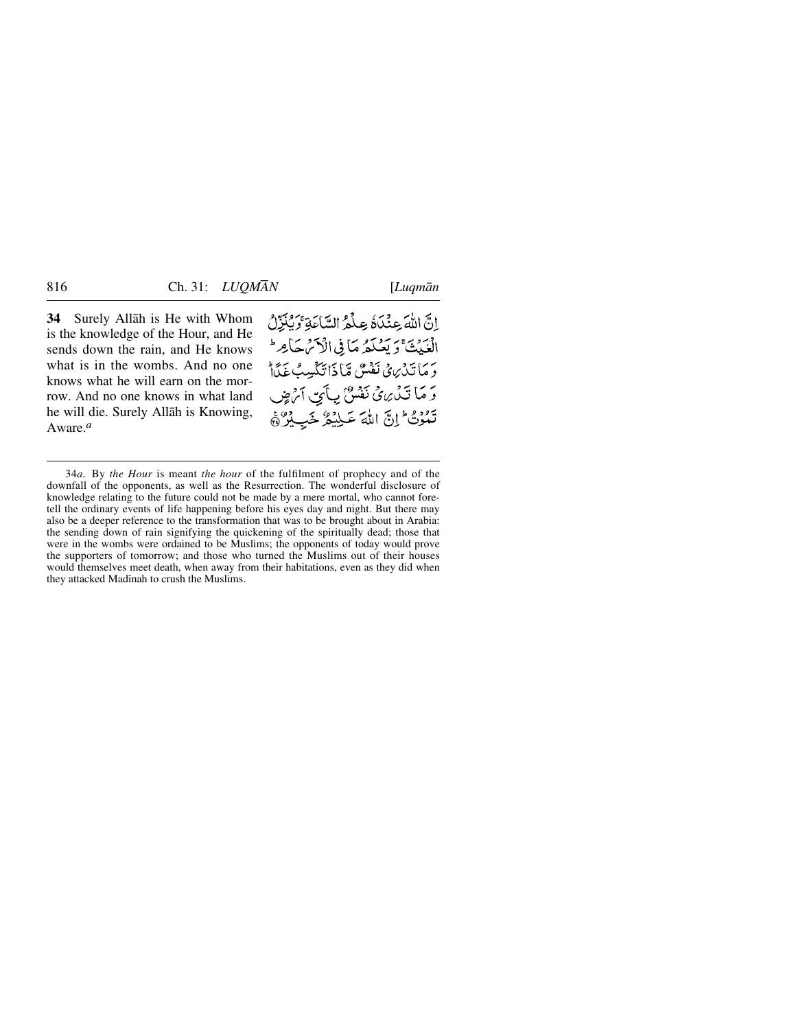**34** Surely Allāh is He with Whom is the knowledge of the Hour, and He sends down the rain, and He knows what is in the wombs. And no one knows what he will earn on the morrow. And no one knows in what land he will die. Surely Allāh is Knowing, Aware.[a]

إِنَّ ٱللَّهَ عِندَهُۥ عِلْمُ ٱلسَّاعَةِ وَيُنَزِّلُ ٱلْغَيْثَ وَيَعْلَمُ مَا فِى ٱلْأَرْحَامِ ۖ وَمَا تَدْرِى نَفْسٌ مَّاذَا تَكْسِبُ غَدًا ۖ وَمَا تَدْرِى نَفْسٌۢ بِأَىِّ أَرْضٍ تَمُوتُ ۚ إِنَّ ٱللَّهَ عَلِيمٌ خَبِيرٌۢ ﴿٣٤﴾

---

34*a.* By *the Hour* is meant *the hour* of the fulfilment of prophecy and of the downfall of the opponents, as well as the Resurrection. The wonderful disclosure of knowledge relating to the future could not be made by a mere mortal, who cannot foretell the ordinary events of life happening before his eyes day and night. But there may also be a deeper reference to the transformation that was to be brought about in Arabia: the sending down of rain signifying the quickening of the spiritually dead; those that were in the wombs were ordained to be Muslims; the opponents of today would prove the supporters of tomorrow; and those who turned the Muslims out of their houses would themselves meet death, when away from their habitations, even as they did when they attacked Madīnah to crush the Muslims.